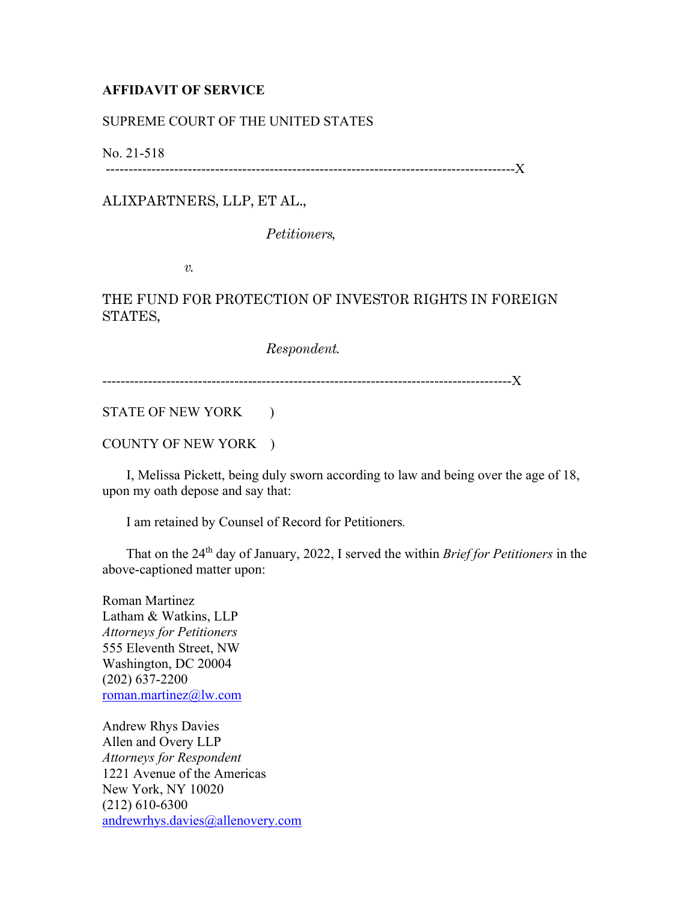**AFFIDAVIT OF SERVICE**

SUPREME COURT OF THE UNITED STATES

No. 21-518

------------------------------------------------------------------------------------------X

ALIXPARTNERS, LLP, ET AL.,

*Petitioners,*

*v.*

THE FUND FOR PROTECTION OF INVESTOR RIGHTS IN FOREIGN STATES,

*Respondent.*

------------------------------------------------------------------------------------------X

STATE OF NEW YORK )

COUNTY OF NEW YORK )

I, Melissa Pickett, being duly sworn according to law and being over the age of 18, upon my oath depose and say that:

I am retained by Counsel of Record for Petitioners.

That on the 24th day of January, 2022, I served the within *Brief for Petitioners* in the above-captioned matter upon:

Roman Martinez
Latham & Watkins, LLP
*Attorneys for Petitioners*
555 Eleventh Street, NW
Washington, DC 20004
(202) 637-2200
roman.martinez@lw.com

Andrew Rhys Davies
Allen and Overy LLP
*Attorneys for Respondent*
1221 Avenue of the Americas
New York, NY 10020
(212) 610-6300
andrewrhys.davies@allenovery.com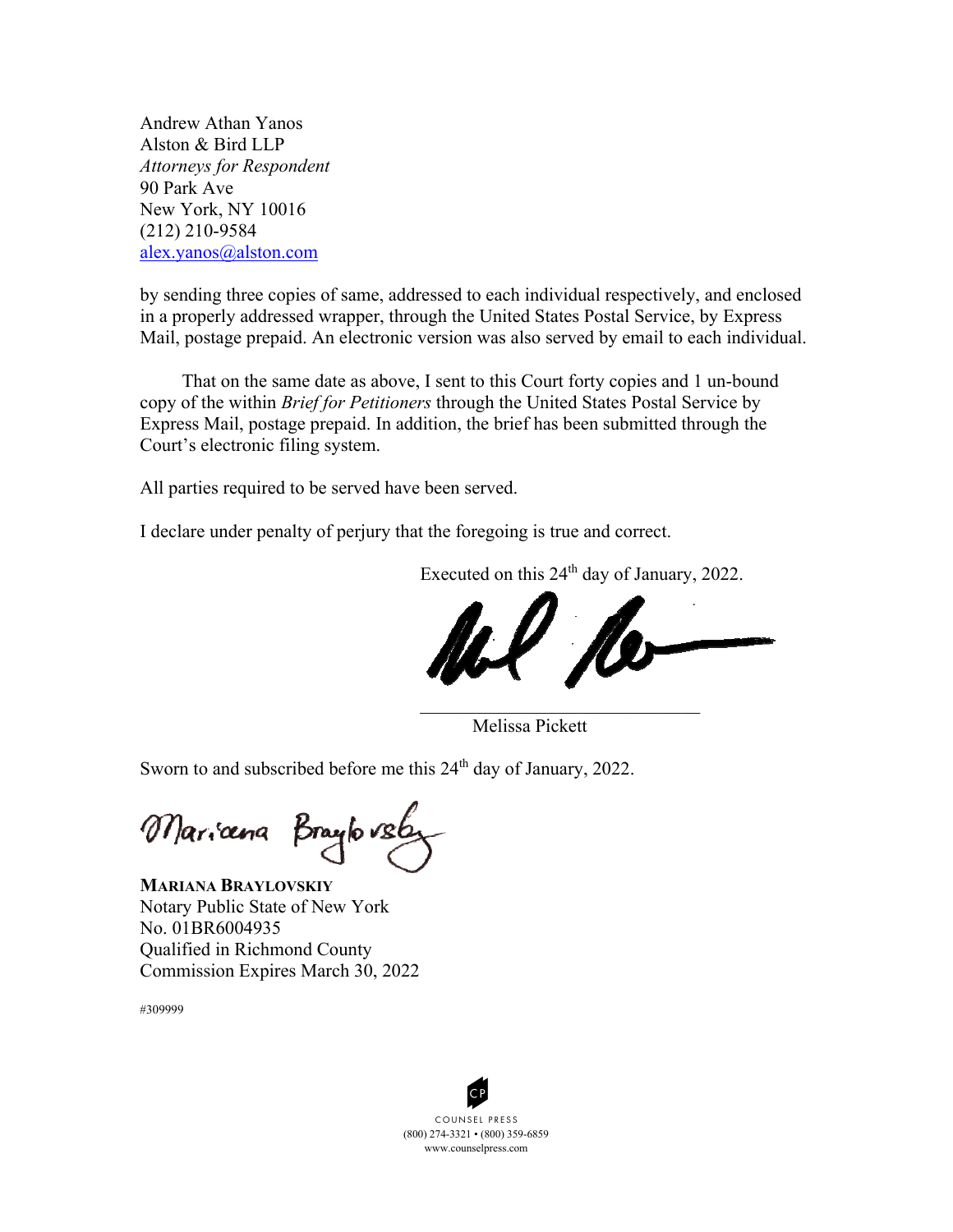Andrew Athan Yanos
Alston & Bird LLP
*Attorneys for Respondent*
90 Park Ave
New York, NY 10016
(212) 210-9584
alex.yanos@alston.com

by sending three copies of same, addressed to each individual respectively, and enclosed in a properly addressed wrapper, through the United States Postal Service, by Express Mail, postage prepaid. An electronic version was also served by email to each individual.

That on the same date as above, I sent to this Court forty copies and 1 un-bound copy of the within *Brief for Petitioners* through the United States Postal Service by Express Mail, postage prepaid. In addition, the brief has been submitted through the Court's electronic filing system.

All parties required to be served have been served.

I declare under penalty of perjury that the foregoing is true and correct.

Executed on this 24th day of January, 2022.

Melissa Pickett

Sworn to and subscribed before me this 24th day of January, 2022.

**MARIANA BRAYLOVSKIY**
Notary Public State of New York
No. 01BR6004935
Qualified in Richmond County
Commission Expires March 30, 2022

#309999

COUNSEL PRESS
(800) 274-3321 • (800) 359-6859
www.counselpress.com